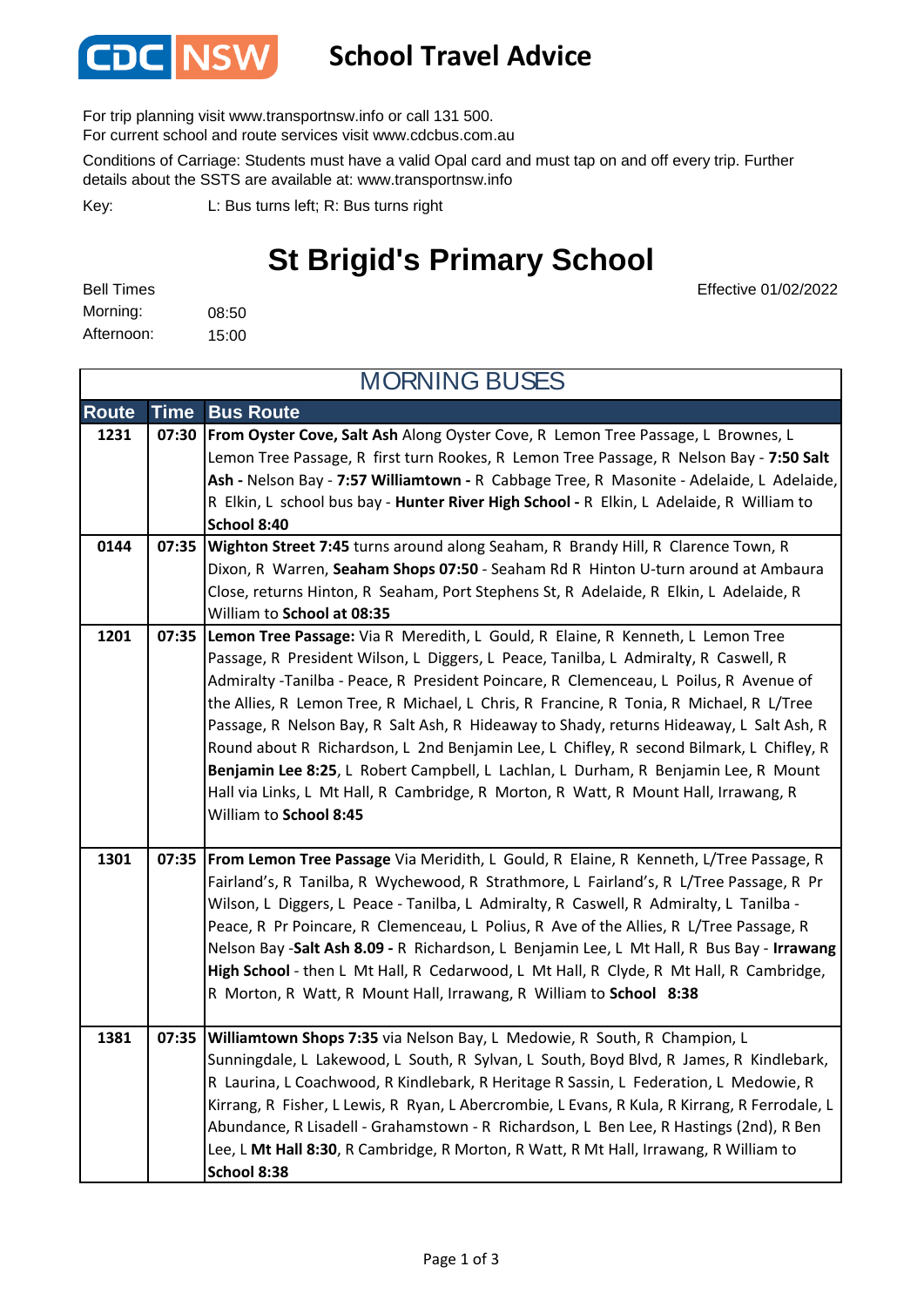**CDC NSW** — School Travel Advice

For trip planning visit www.transportnsw.info or call 131 500.
For current school and route services visit www.cdcbus.com.au

Conditions of Carriage: Students must have a valid Opal card and must tap on and off every trip. Further details about the SSTS are available at: www.transportnsw.info

Key: L: Bus turns left; R: Bus turns right

# St Brigid's Primary School

Effective 01/02/2022

Bell Times
Morning: 08:50
Afternoon: 15:00

## MORNING BUSES

| Route | Time | Bus Route |
|---|---|---|
| 1231 | 07:30 | **From Oyster Cove, Salt Ash** Along Oyster Cove, R Lemon Tree Passage, L Brownes, L Lemon Tree Passage, R first turn Rookes, R Lemon Tree Passage, R Nelson Bay - **7:50 Salt Ash -** Nelson Bay - **7:57 Williamtown -** R Cabbage Tree, R Masonite - Adelaide, L Adelaide, R Elkin, L school bus bay - **Hunter River High School -** R Elkin, L Adelaide, R William to **School 8:40** |
| 0144 | 07:35 | **Wighton Street 7:45** turns around along Seaham, R Brandy Hill, R Clarence Town, R Dixon, R Warren, **Seaham Shops 07:50** - Seaham Rd R Hinton U-turn around at Ambaura Close, returns Hinton, R Seaham, Port Stephens St, R Adelaide, R Elkin, L Adelaide, R William to **School at 08:35** |
| 1201 | 07:35 | **Lemon Tree Passage:** Via R Meredith, L Gould, R Elaine, R Kenneth, L Lemon Tree Passage, R President Wilson, L Diggers, L Peace, Tanilba, L Admiralty, R Caswell, R Admiralty -Tanilba - Peace, R President Poincare, R Clemenceau, L Poilus, R Avenue of the Allies, R Lemon Tree, R Michael, L Chris, R Francine, R Tonia, R Michael, R L/Tree Passage, R Nelson Bay, R Salt Ash, R Hideaway to Shady, returns Hideaway, L Salt Ash, R Round about R Richardson, L 2nd Benjamin Lee, L Chifley, R second Bilmark, L Chifley, R **Benjamin Lee 8:25**, L Robert Campbell, L Lachlan, L Durham, R Benjamin Lee, R Mount Hall via Links, L Mt Hall, R Cambridge, R Morton, R Watt, R Mount Hall, Irrawang, R William to **School 8:45** |
| 1301 | 07:35 | **From Lemon Tree Passage** Via Meridith, L Gould, R Elaine, R Kenneth, L/Tree Passage, R Fairland's, R Tanilba, R Wychewood, R Strathmore, L Fairland's, R L/Tree Passage, R Pr Wilson, L Diggers, L Peace - Tanilba, L Admiralty, R Caswell, R Admiralty, L Tanilba - Peace, R Pr Poincare, R Clemenceau, L Polius, R Ave of the Allies, R L/Tree Passage, R Nelson Bay -**Salt Ash 8.09 -** R Richardson, L Benjamin Lee, L Mt Hall, R Bus Bay - **Irrawang High School** - then L Mt Hall, R Cedarwood, L Mt Hall, R Clyde, R Mt Hall, R Cambridge, R Morton, R Watt, R Mount Hall, Irrawang, R William to **School 8:38** |
| 1381 | 07:35 | **Williamtown Shops 7:35** via Nelson Bay, L Medowie, R South, R Champion, L Sunningdale, L Lakewood, L South, R Sylvan, L South, Boyd Blvd, R James, R Kindlebark, R Laurina, L Coachwood, R Kindlebark, R Heritage R Sassin, L Federation, L Medowie, R Kirrang, R Fisher, L Lewis, R Ryan, L Abercrombie, L Evans, R Kula, R Kirrang, R Ferrodale, L Abundance, R Lisadell - Grahamstown - R Richardson, L Ben Lee, R Hastings (2nd), R Ben Lee, L **Mt Hall 8:30**, R Cambridge, R Morton, R Watt, R Mt Hall, Irrawang, R William to **School 8:38** |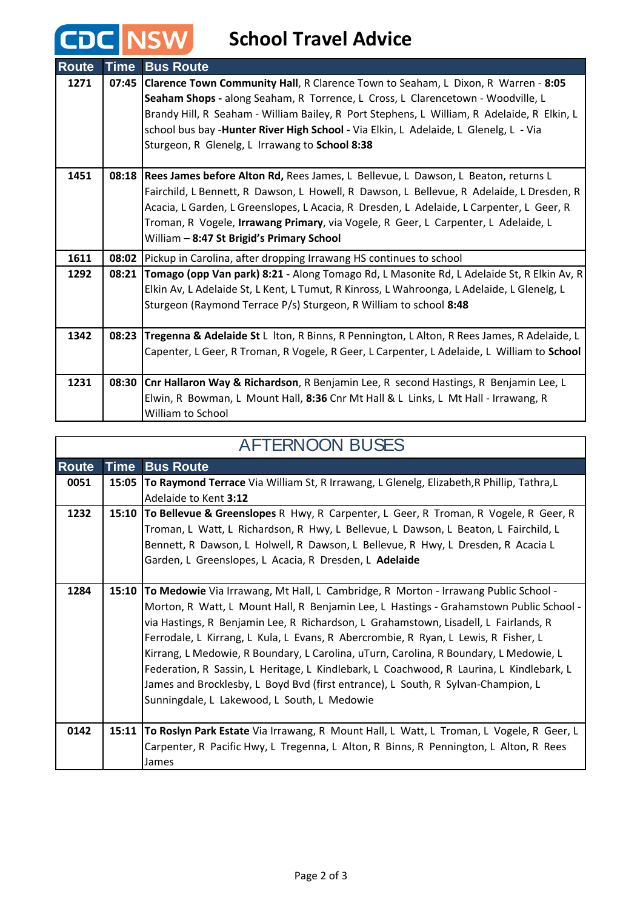# CDC NSW School Travel Advice

| Route | Time | Bus Route |
|---|---|---|
| 1271 | 07:45 | **Clarence Town Community Hall**, R Clarence Town to Seaham, L Dixon, R Warren - **8:05 Seaham Shops -** along Seaham, R Torrence, L Cross, L Clarencetown - Woodville, L Brandy Hill, R Seaham - William Bailey, R Port Stephens, L William, R Adelaide, R Elkin, L school bus bay -**Hunter River High School -** Via Elkin, L Adelaide, L Glenelg, L **-** Via Sturgeon, R Glenelg, L Irrawang to **School 8:38** |
| 1451 | 08:18 | **Rees James before Alton Rd,** Rees James, L Bellevue, L Dawson, L Beaton, returns L Fairchild, L Bennett, R Dawson, L Howell, R Dawson, L Bellevue, R Adelaide, L Dresden, R Acacia, L Garden, L Greenslopes, L Acacia, R Dresden, L Adelaide, L Carpenter, L Geer, R Troman, R Vogele, **Irrawang Primary**, via Vogele, R Geer, L Carpenter, L Adelaide, L William – **8:47 St Brigid's Primary School** |
| 1611 | 08:02 | Pickup in Carolina, after dropping Irrawang HS continues to school |
| 1292 | 08:21 | **Tomago (opp Van park) 8:21 -** Along Tomago Rd, L Masonite Rd, L Adelaide St, R Elkin Av, R Elkin Av, L Adelaide St, L Kent, L Tumut, R Kinross, L Wahroonga, L Adelaide, L Glenelg, L Sturgeon (Raymond Terrace P/s) Sturgeon, R William to school **8:48** |
| 1342 | 08:23 | **Tregenna & Adelaide St** L lton, R Binns, R Pennington, L Alton, R Rees James, R Adelaide, L Capenter, L Geer, R Troman, R Vogele, R Geer, L Carpenter, L Adelaide, L William to **School** |
| 1231 | 08:30 | **Cnr Hallaron Way & Richardson**, R Benjamin Lee, R second Hastings, R Benjamin Lee, L Elwin, R Bowman, L Mount Hall, **8:36** Cnr Mt Hall & L Links, L Mt Hall - Irrawang, R William to School |

## AFTERNOON BUSES

| Route | Time | Bus Route |
|---|---|---|
| 0051 | 15:05 | **To Raymond Terrace** Via William St, R Irrawang, L Glenelg, Elizabeth,R Phillip, Tathra,L Adelaide to Kent **3:12** |
| 1232 | 15:10 | **To Bellevue & Greenslopes** R Hwy, R Carpenter, L Geer, R Troman, R Vogele, R Geer, R Troman, L Watt, L Richardson, R Hwy, L Bellevue, L Dawson, L Beaton, L Fairchild, L Bennett, R Dawson, L Holwell, R Dawson, L Bellevue, R Hwy, L Dresden, R Acacia L Garden, L Greenslopes, L Acacia, R Dresden, L **Adelaide** |
| 1284 | 15:10 | **To Medowie** Via Irrawang, Mt Hall, L Cambridge, R Morton - Irrawang Public School - Morton, R Watt, L Mount Hall, R Benjamin Lee, L Hastings - Grahamstown Public School - via Hastings, R Benjamin Lee, R Richardson, L Grahamstown, Lisadell, L Fairlands, R Ferrodale, L Kirrang, L Kula, L Evans, R Abercrombie, R Ryan, L Lewis, R Fisher, L Kirrang, L Medowie, R Boundary, L Carolina, uTurn, Carolina, R Boundary, L Medowie, L Federation, R Sassin, L Heritage, L Kindlebark, L Coachwood, R Laurina, L Kindlebark, L James and Brocklesby, L Boyd Bvd (first entrance), L South, R Sylvan-Champion, L Sunningdale, L Lakewood, L South, L Medowie |
| 0142 | 15:11 | **To Roslyn Park Estate** Via Irrawang, R Mount Hall, L Watt, L Troman, L Vogele, R Geer, L Carpenter, R Pacific Hwy, L Tregenna, L Alton, R Binns, R Pennington, L Alton, R Rees James |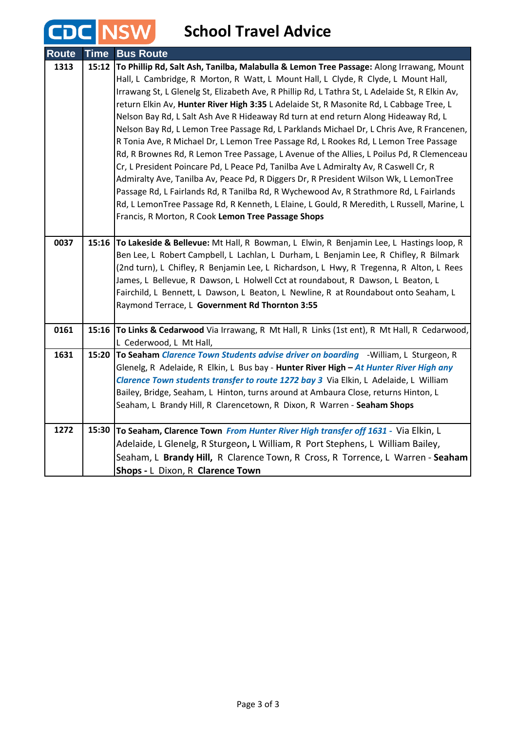# CDC NSW School Travel Advice

| Route | Time | Bus Route |
|---|---|---|
| 1313 | 15:12 | **To Phillip Rd, Salt Ash, Tanilba, Malabulla & Lemon Tree Passage:** Along Irrawang, Mount Hall, L Cambridge, R Morton, R Watt, L Mount Hall, L Clyde, R Clyde, L Mount Hall, Irrawang St, L Glenelg St, Elizabeth Ave, R Phillip Rd, L Tathra St, L Adelaide St, R Elkin Av, return Elkin Av, **Hunter River High 3:35** L Adelaide St, R Masonite Rd, L Cabbage Tree, L Nelson Bay Rd, L Salt Ash Ave R Hideaway Rd turn at end return Along Hideaway Rd, L Nelson Bay Rd, L Lemon Tree Passage Rd, L Parklands Michael Dr, L Chris Ave, R Francenen, R Tonia Ave, R Michael Dr, L Lemon Tree Passage Rd, L Rookes Rd, L Lemon Tree Passage Rd, R Brownes Rd, R Lemon Tree Passage, L Avenue of the Allies, L Poilus Pd, R Clemenceau Cr, L President Poincare Pd, L Peace Pd, Tanilba Ave L Admiralty Av, R Caswell Cr, R Admiralty Ave, Tanilba Av, Peace Pd, R Diggers Dr, R President Wilson Wk, L LemonTree Passage Rd, L Fairlands Rd, R Tanilba Rd, R Wychewood Av, R Strathmore Rd, L Fairlands Rd, L LemonTree Passage Rd, R Kenneth, L Elaine, L Gould, R Meredith, L Russell, Marine, L Francis, R Morton, R Cook **Lemon Tree Passage Shops** |
| 0037 | 15:16 | **To Lakeside & Bellevue:** Mt Hall, R Bowman, L Elwin, R Benjamin Lee, L Hastings loop, R Ben Lee, L Robert Campbell, L Lachlan, L Durham, L Benjamin Lee, R Chifley, R Bilmark (2nd turn), L Chifley, R Benjamin Lee, L Richardson, L Hwy, R Tregenna, R Alton, L Rees James, L Bellevue, R Dawson, L Holwell Cct at roundabout, R Dawson, L Beaton, L Fairchild, L Bennett, L Dawson, L Beaton, L Newline, R at Roundabout onto Seaham, L Raymond Terrace, L **Government Rd Thornton 3:55** |
| 0161 | 15:16 | **To Links & Cedarwood** Via Irrawang, R Mt Hall, R Links (1st ent), R Mt Hall, R Cedarwood, L Cederwood, L Mt Hall, |
| 1631 | 15:20 | **To Seaham** ***Clarence Town Students advise driver on boarding*** -William, L Sturgeon, R Glenelg, R Adelaide, R Elkin, L Bus bay - **Hunter River High –** ***At Hunter River High any Clarence Town students transfer to route 1272 bay 3*** Via Elkin, L Adelaide, L William Bailey, Bridge, Seaham, L Hinton, turns around at Ambaura Close, returns Hinton, L Seaham, L Brandy Hill, R Clarencetown, R Dixon, R Warren - **Seaham Shops** |
| 1272 | 15:30 | **To Seaham, Clarence Town** ***From Hunter River High transfer off 1631 -*** Via Elkin, L Adelaide, L Glenelg, R Sturgeon**,** L William, R Port Stephens, L William Bailey, Seaham, L **Brandy Hill,** R Clarence Town, R Cross, R Torrence, L Warren - **Seaham Shops -** L Dixon, R **Clarence Town** |